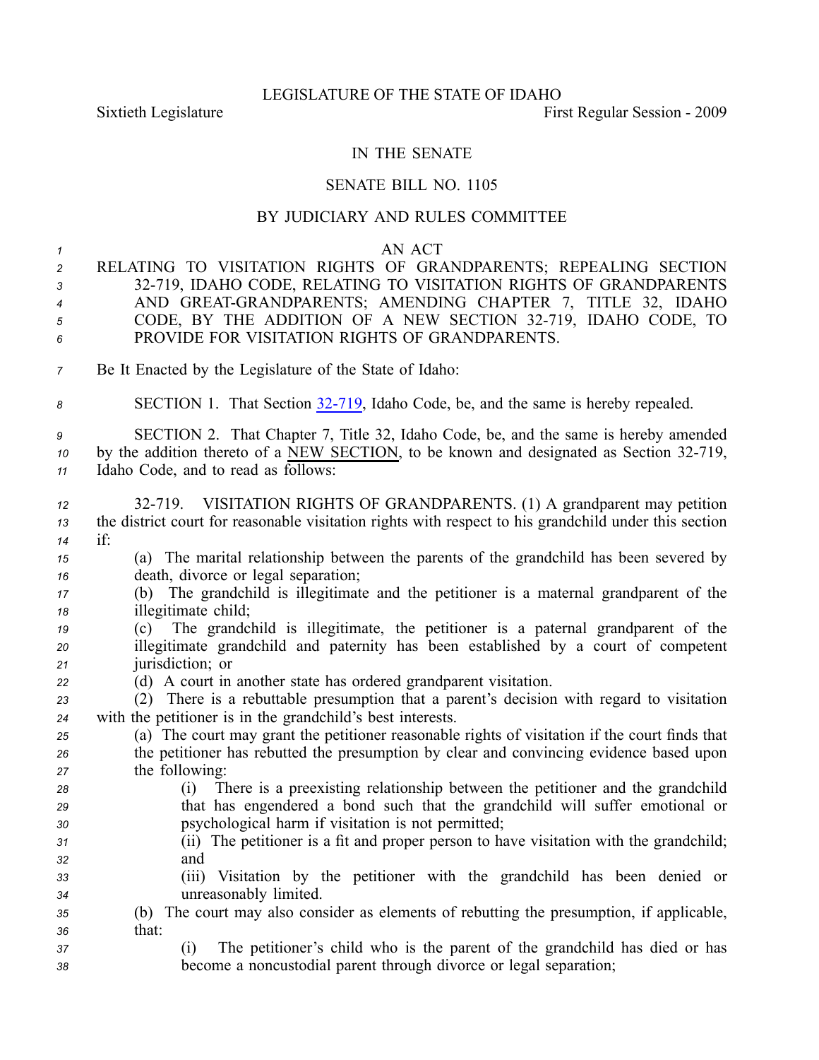LEGISLATURE OF THE STATE OF IDAHO

Sixtieth Legislature First Regular Session - 2009

IN THE SENATE

SENATE BILL NO. 1105

BY JUDICIARY AND RULES COMMITTEE

AN ACT

RELATING TO VISITATION RIGHTS OF GRANDPARENTS; REPEALING SECTION 32-719, IDAHO CODE, RELATING TO VISITATION RIGHTS OF GRANDPARENTS AND GREAT-GRANDPARENTS; AMENDING CHAPTER 7, TITLE 32, IDAHO CODE, BY THE ADDITION OF A NEW SECTION 32-719, IDAHO CODE, TO PROVIDE FOR VISITATION RIGHTS OF GRANDPARENTS.

Be It Enacted by the Legislature of the State of Idaho:

SECTION 1. That Section 32-719, Idaho Code, be, and the same is hereby repealed.

SECTION 2. That Chapter 7, Title 32, Idaho Code, be, and the same is hereby amended by the addition thereto of a NEW SECTION, to be known and designated as Section 32-719, Idaho Code, and to read as follows:

32-719. VISITATION RIGHTS OF GRANDPARENTS. (1) A grandparent may petition the district court for reasonable visitation rights with respect to his grandchild under this section if:

(a) The marital relationship between the parents of the grandchild has been severed by death, divorce or legal separation;

(b) The grandchild is illegitimate and the petitioner is a maternal grandparent of the illegitimate child;

(c) The grandchild is illegitimate, the petitioner is a paternal grandparent of the illegitimate grandchild and paternity has been established by a court of competent jurisdiction; or

(d) A court in another state has ordered grandparent visitation.

(2) There is a rebuttable presumption that a parent's decision with regard to visitation with the petitioner is in the grandchild's best interests.

(a) The court may grant the petitioner reasonable rights of visitation if the court finds that the petitioner has rebutted the presumption by clear and convincing evidence based upon the following:

(i) There is a preexisting relationship between the petitioner and the grandchild that has engendered a bond such that the grandchild will suffer emotional or psychological harm if visitation is not permitted;

(ii) The petitioner is a fit and proper person to have visitation with the grandchild; and

(iii) Visitation by the petitioner with the grandchild has been denied or unreasonably limited.

(b) The court may also consider as elements of rebutting the presumption, if applicable, that:

(i) The petitioner's child who is the parent of the grandchild has died or has become a noncustodial parent through divorce or legal separation;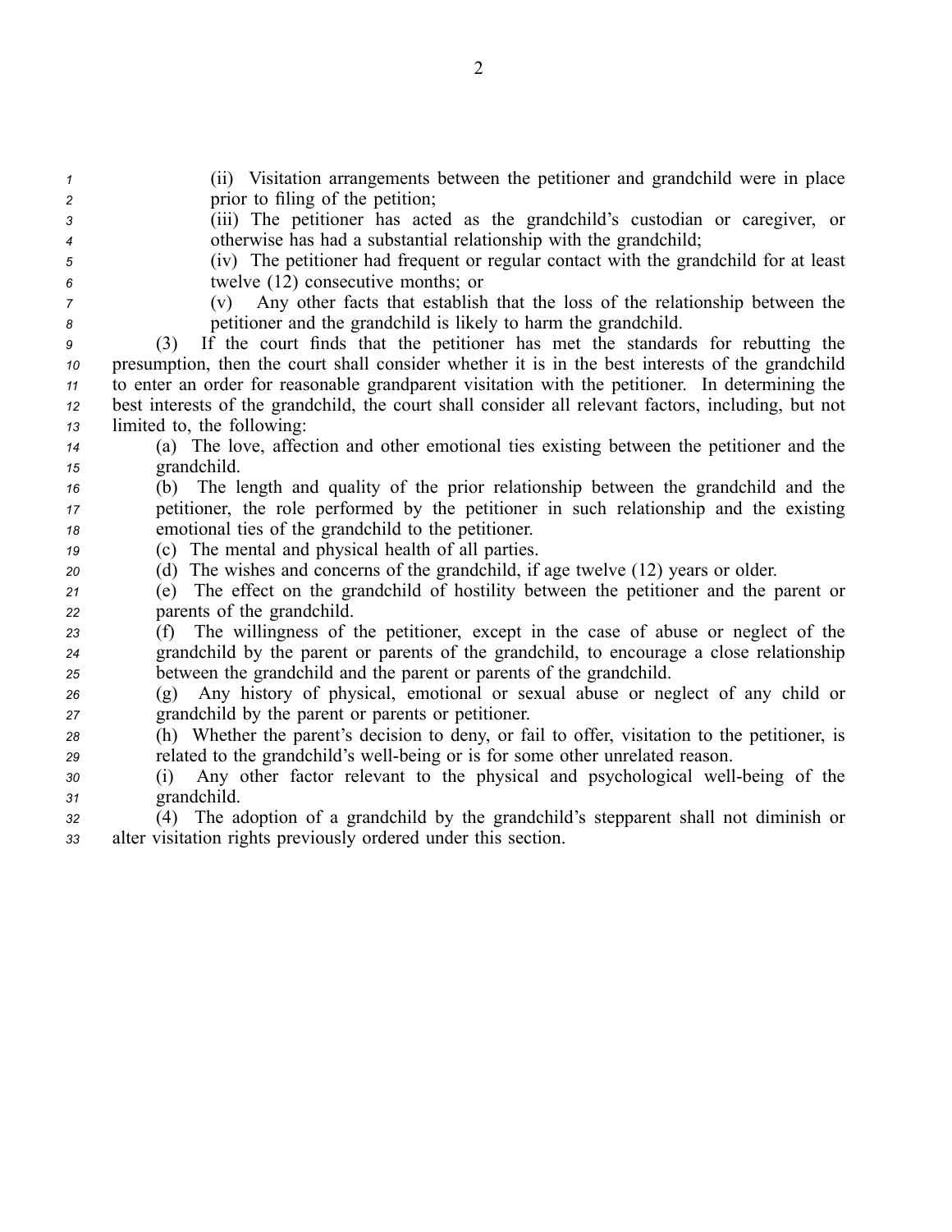(ii) Visitation arrangements between the petitioner and grandchild were in place prior to filing of the petition;

(iii) The petitioner has acted as the grandchild's custodian or caregiver, or otherwise has had a substantial relationship with the grandchild;

(iv) The petitioner had frequent or regular contact with the grandchild for at least twelve (12) consecutive months; or

(v) Any other facts that establish that the loss of the relationship between the petitioner and the grandchild is likely to harm the grandchild.

(3) If the court finds that the petitioner has met the standards for rebutting the presumption, then the court shall consider whether it is in the best interests of the grandchild to enter an order for reasonable grandparent visitation with the petitioner. In determining the best interests of the grandchild, the court shall consider all relevant factors, including, but not limited to, the following:

(a) The love, affection and other emotional ties existing between the petitioner and the grandchild.

(b) The length and quality of the prior relationship between the grandchild and the petitioner, the role performed by the petitioner in such relationship and the existing emotional ties of the grandchild to the petitioner.

(c) The mental and physical health of all parties.

(d) The wishes and concerns of the grandchild, if age twelve (12) years or older.

(e) The effect on the grandchild of hostility between the petitioner and the parent or parents of the grandchild.

(f) The willingness of the petitioner, except in the case of abuse or neglect of the grandchild by the parent or parents of the grandchild, to encourage a close relationship between the grandchild and the parent or parents of the grandchild.

(g) Any history of physical, emotional or sexual abuse or neglect of any child or grandchild by the parent or parents or petitioner.

(h) Whether the parent's decision to deny, or fail to offer, visitation to the petitioner, is related to the grandchild's well-being or is for some other unrelated reason.

(i) Any other factor relevant to the physical and psychological well-being of the grandchild.

(4) The adoption of a grandchild by the grandchild's stepparent shall not diminish or alter visitation rights previously ordered under this section.